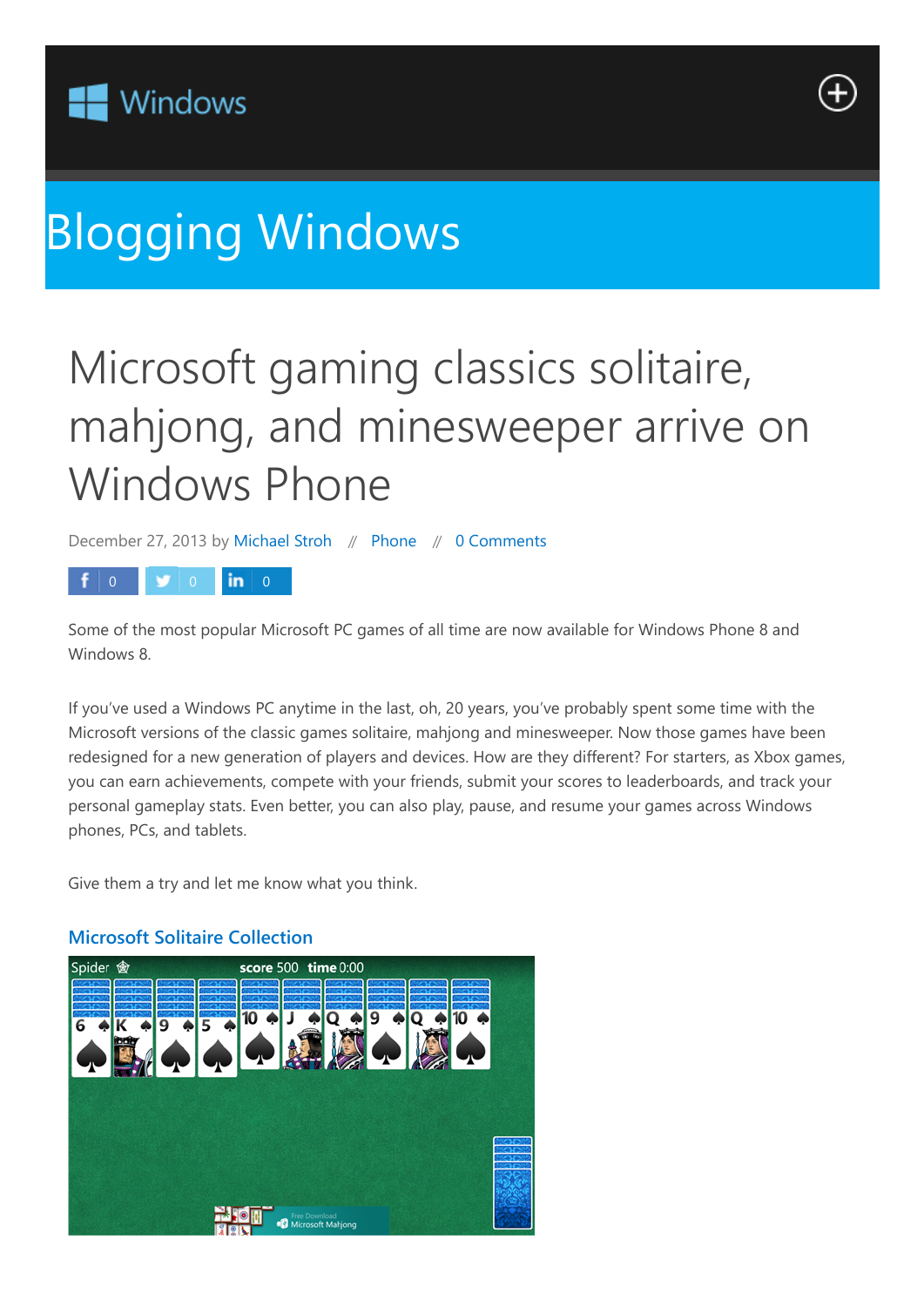Windows

# Blogging Windows

# Microsoft gaming classics solitaire, mahjong, and minesweeper arrive on Windows Phone

December 27, 2013 by Michael Stroh // Phone // 0 Comments

f 0 | 0 | in 0

Some of the most popular Microsoft PC games of all time are now available for Windows Phone 8 and Windows 8.

If you've used a Windows PC anytime in the last, oh, 20 years, you've probably spent some time with the Microsoft versions of the classic games solitaire, mahjong and minesweeper. Now those games have been redesigned for a new generation of players and devices. How are they different? For starters, as Xbox games, you can earn achievements, compete with your friends, submit your scores to leaderboards, and track your personal gameplay stats. Even better, you can also play, pause, and resume your games across Windows phones, PCs, and tablets.

Give them a try and let me know what you think.

## Microsoft Solitaire Collection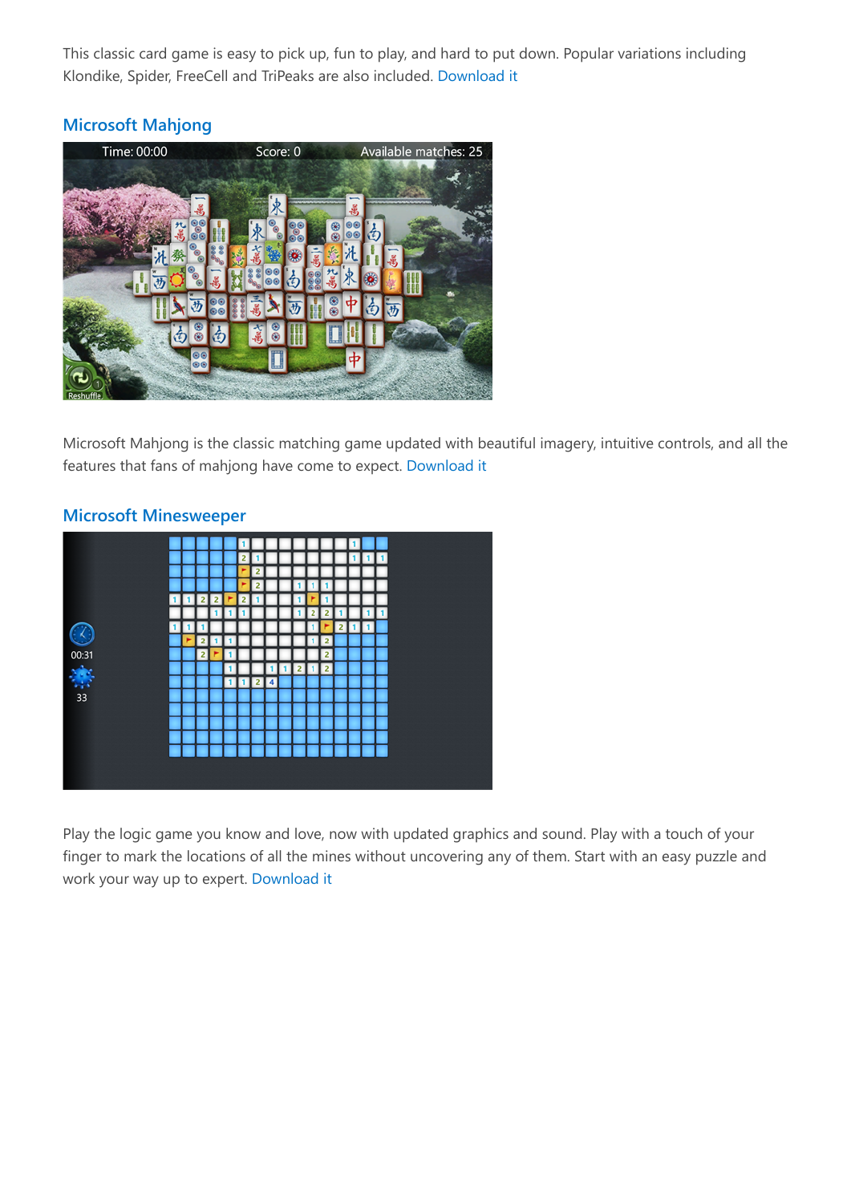This classic card game is easy to pick up, fun to play, and hard to put down. Popular variations including Klondike, Spider, FreeCell and TriPeaks are also included. Download it

## Microsoft Mahjong

Microsoft Mahjong is the classic matching game updated with beautiful imagery, intuitive controls, and all the features that fans of mahjong have come to expect. Download it

## Microsoft Minesweeper

Play the logic game you know and love, now with updated graphics and sound. Play with a touch of your finger to mark the locations of all the mines without uncovering any of them. Start with an easy puzzle and work your way up to expert. Download it